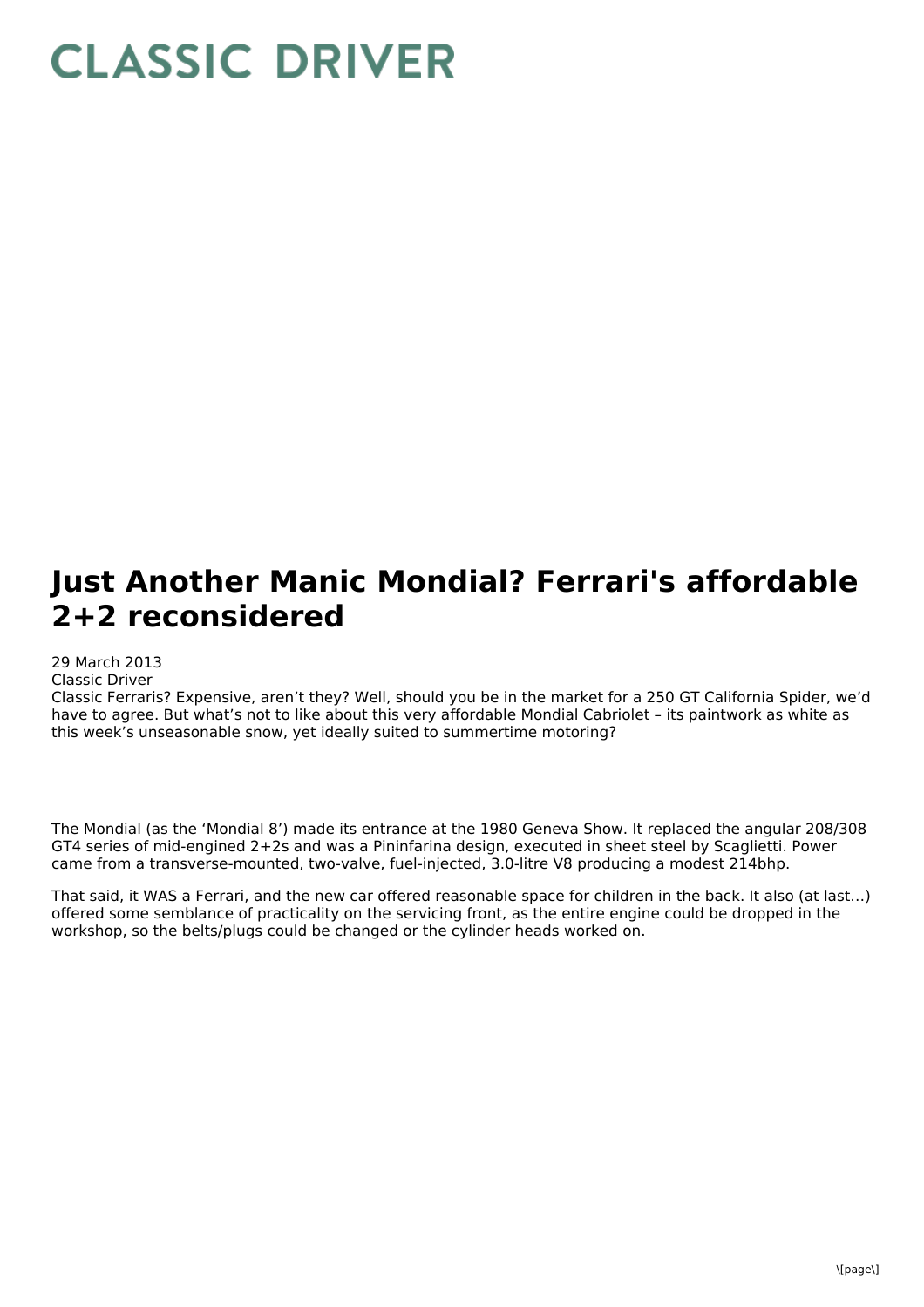# CLASSIC DRIVER

# Just Another Manic Mondial? Ferrari's affordable 2+2 reconsidered

29 March 2013
Classic Driver
Classic Ferraris? Expensive, aren't they? Well, should you be in the market for a 250 GT California Spider, we'd have to agree. But what's not to like about this very affordable Mondial Cabriolet – its paintwork as white as this week's unseasonable snow, yet ideally suited to summertime motoring?

The Mondial (as the 'Mondial 8') made its entrance at the 1980 Geneva Show. It replaced the angular 208/308 GT4 series of mid-engined 2+2s and was a Pininfarina design, executed in sheet steel by Scaglietti. Power came from a transverse-mounted, two-valve, fuel-injected, 3.0-litre V8 producing a modest 214bhp.

That said, it WAS a Ferrari, and the new car offered reasonable space for children in the back. It also (at last…) offered some semblance of practicality on the servicing front, as the entire engine could be dropped in the workshop, so the belts/plugs could be changed or the cylinder heads worked on.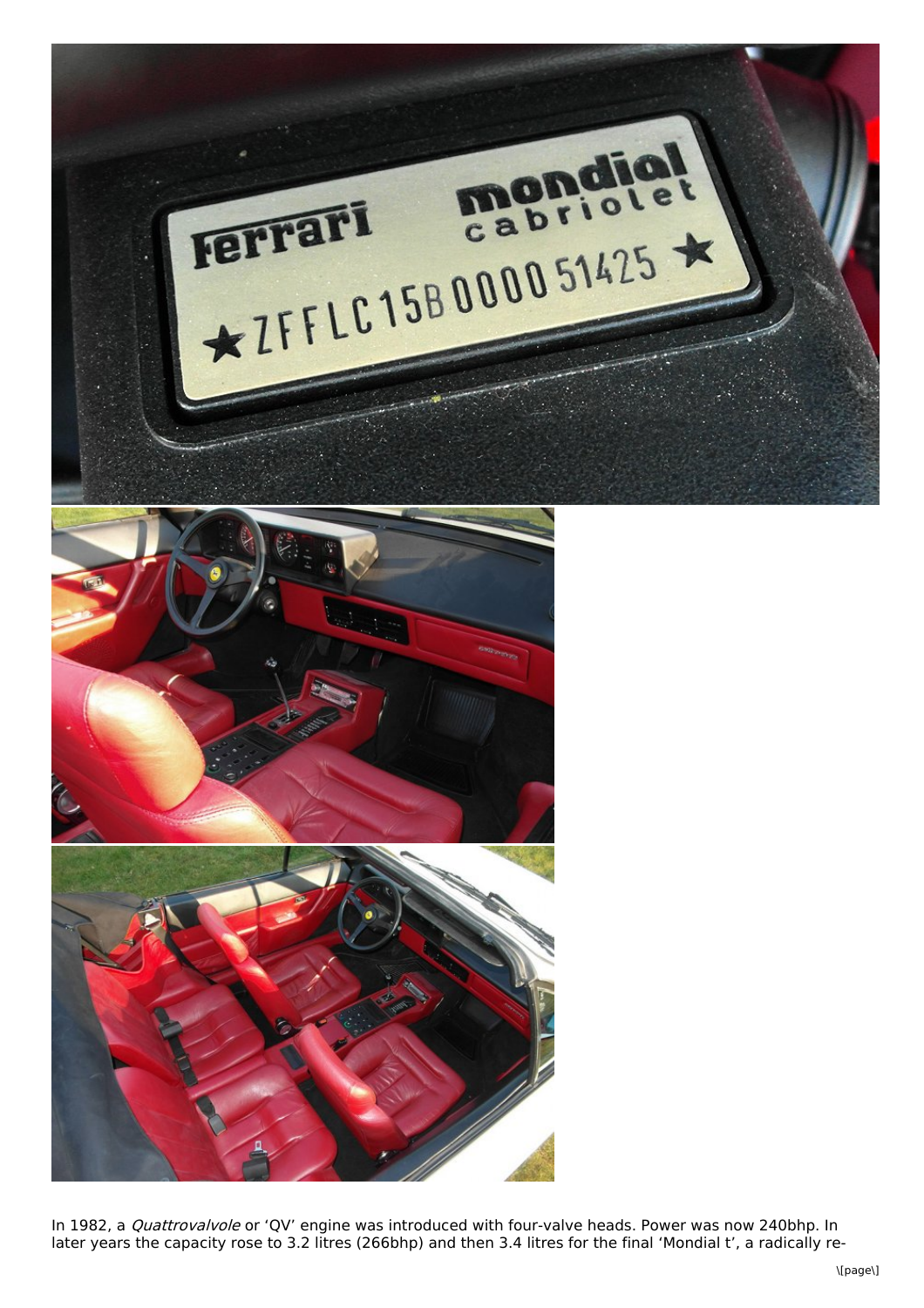In 1982, a *Quattrovalvole* or ‘QV’ engine was introduced with four-valve heads. Power was now 240bhp. In later years the capacity rose to 3.2 litres (266bhp) and then 3.4 litres for the final ‘Mondial t’, a radically re-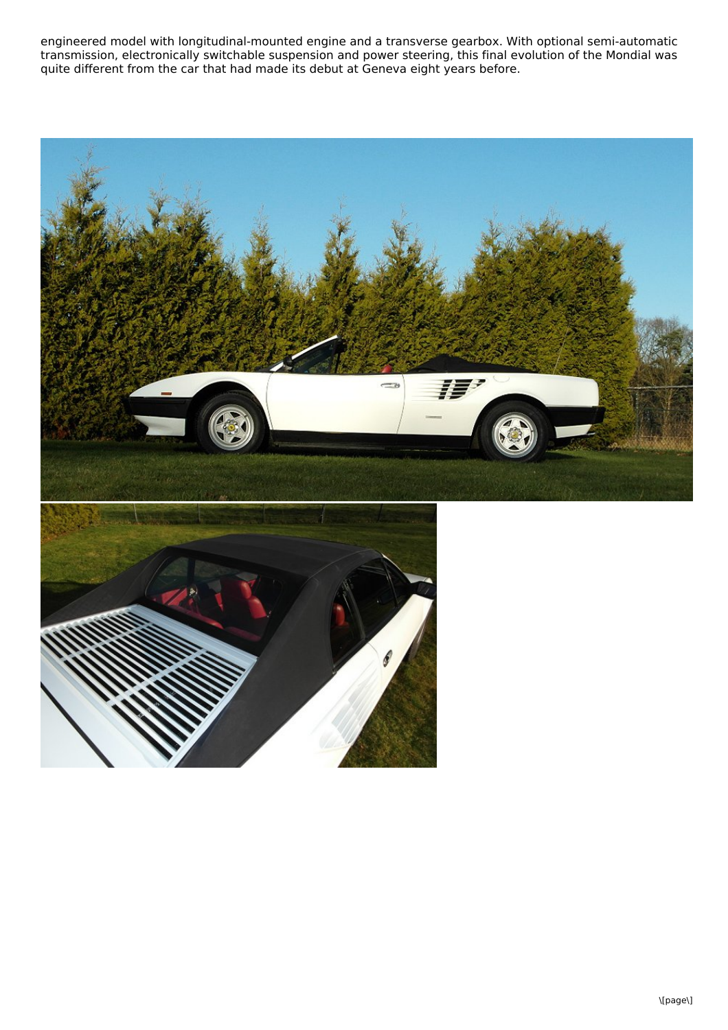engineered model with longitudinal-mounted engine and a transverse gearbox. With optional semi-automatic transmission, electronically switchable suspension and power steering, this final evolution of the Mondial was quite different from the car that had made its debut at Geneva eight years before.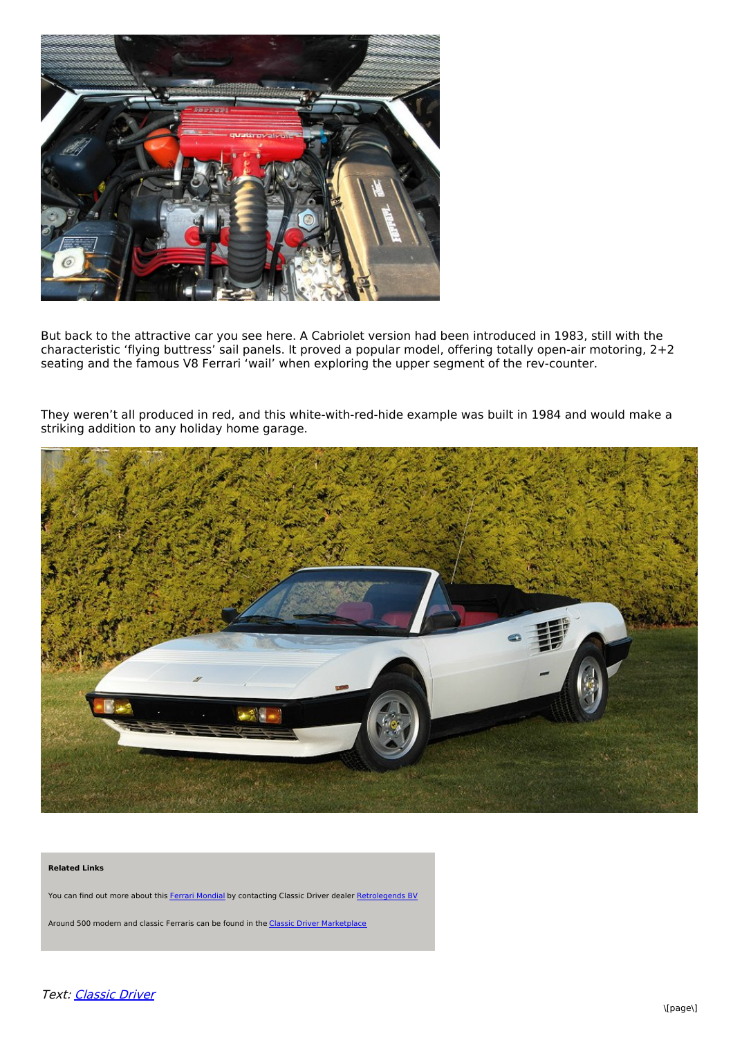But back to the attractive car you see here. A Cabriolet version had been introduced in 1983, still with the characteristic ‘flying buttress’ sail panels. It proved a popular model, offering totally open-air motoring, 2+2 seating and the famous V8 Ferrari ‘wail’ when exploring the upper segment of the rev-counter.

They weren’t all produced in red, and this white-with-red-hide example was built in 1984 and would make a striking addition to any holiday home garage.

**Related Links**

You can find out more about this Ferrari Mondial by contacting Classic Driver dealer Retrolegends BV

Around 500 modern and classic Ferraris can be found in the Classic Driver Marketplace

*Text: Classic Driver*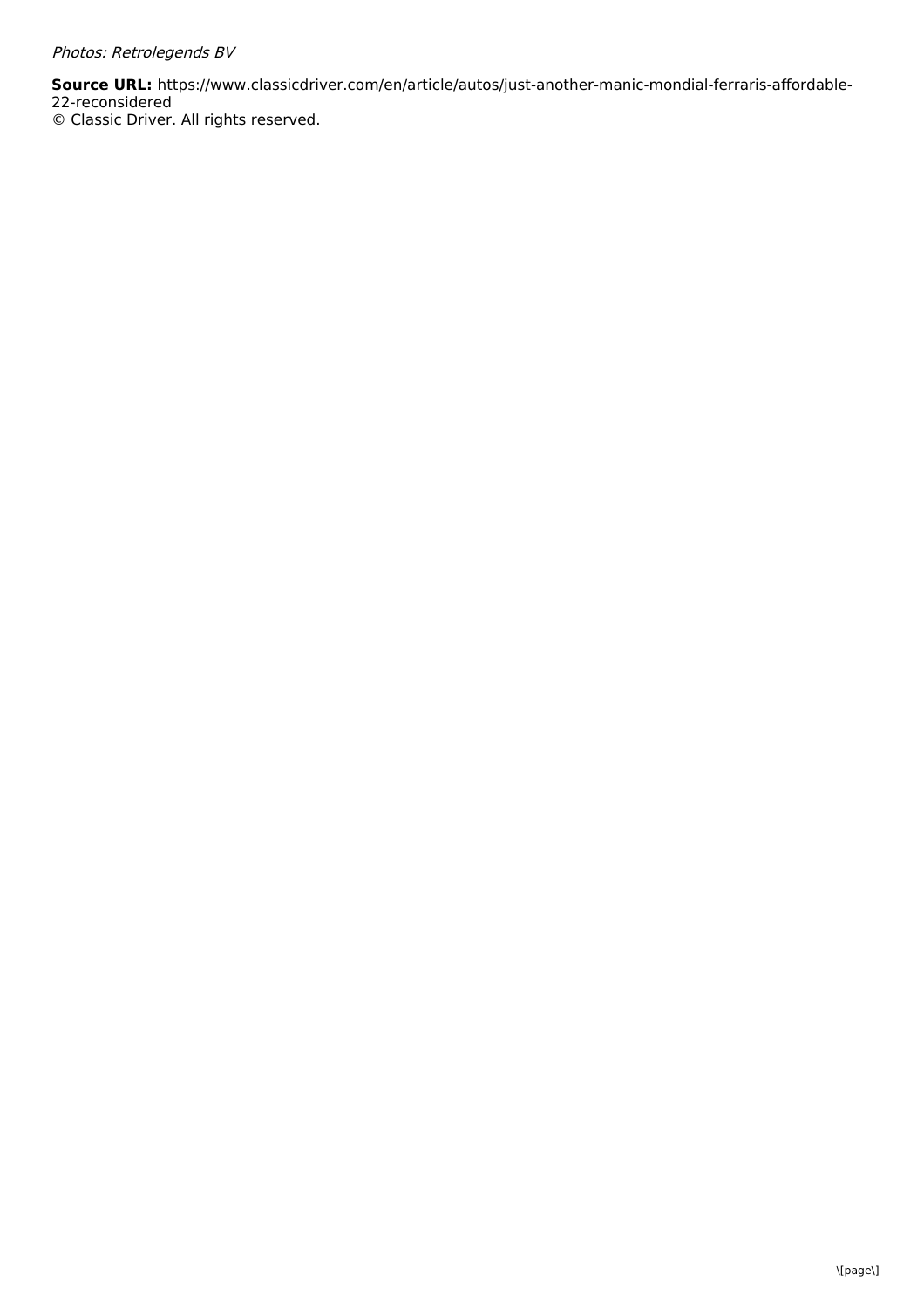*Photos: Retrolegends BV*

**Source URL:** https://www.classicdriver.com/en/article/autos/just-another-manic-mondial-ferraris-affordable-22-reconsidered
© Classic Driver. All rights reserved.